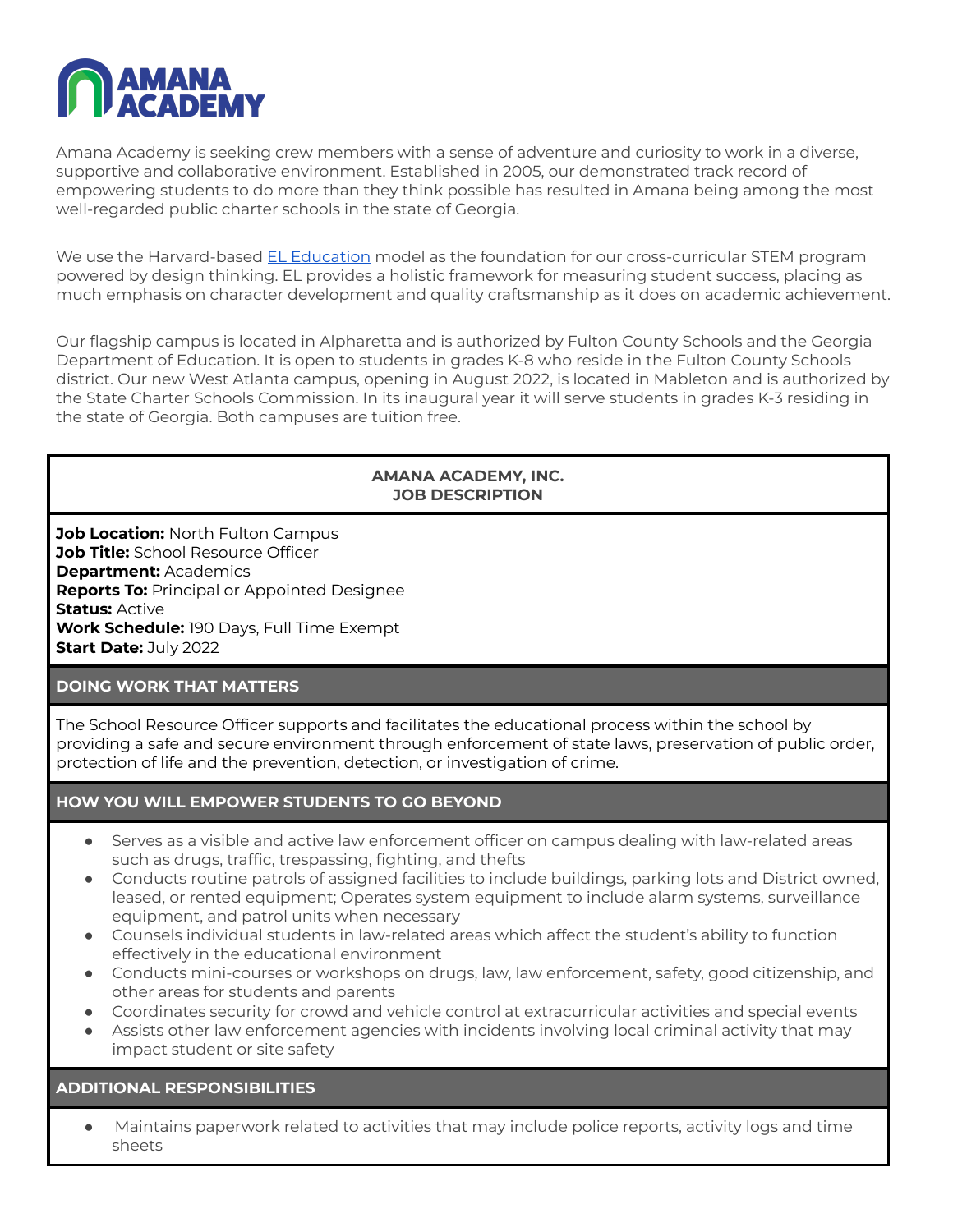# AMANA ACADEMY

Amana Academy is seeking crew members with a sense of adventure and curiosity to work in a diverse, supportive and collaborative environment. Established in 2005, our demonstrated track record of empowering students to do more than they think possible has resulted in Amana being among the most well-regarded public charter schools in the state of Georgia.

We use the Harvard-based [EL Education](#) model as the foundation for our cross-curricular STEM program powered by design thinking. EL provides a holistic framework for measuring student success, placing as much emphasis on character development and quality craftsmanship as it does on academic achievement.

Our flagship campus is located in Alpharetta and is authorized by Fulton County Schools and the Georgia Department of Education. It is open to students in grades K-8 who reside in the Fulton County Schools district. Our new West Atlanta campus, opening in August 2022, is located in Mableton and is authorized by the State Charter Schools Commission. In its inaugural year it will serve students in grades K-3 residing in the state of Georgia. Both campuses are tuition free.

## AMANA ACADEMY, INC.
## JOB DESCRIPTION

**Job Location:** North Fulton Campus
**Job Title:** School Resource Officer
**Department:** Academics
**Reports To:** Principal or Appointed Designee
**Status:** Active
**Work Schedule:** 190 Days, Full Time Exempt
**Start Date:** July 2022

### DOING WORK THAT MATTERS

The School Resource Officer supports and facilitates the educational process within the school by providing a safe and secure environment through enforcement of state laws, preservation of public order, protection of life and the prevention, detection, or investigation of crime.

### HOW YOU WILL EMPOWER STUDENTS TO GO BEYOND

- Serves as a visible and active law enforcement officer on campus dealing with law-related areas such as drugs, traffic, trespassing, fighting, and thefts
- Conducts routine patrols of assigned facilities to include buildings, parking lots and District owned, leased, or rented equipment; Operates system equipment to include alarm systems, surveillance equipment, and patrol units when necessary
- Counsels individual students in law-related areas which affect the student's ability to function effectively in the educational environment
- Conducts mini-courses or workshops on drugs, law, law enforcement, safety, good citizenship, and other areas for students and parents
- Coordinates security for crowd and vehicle control at extracurricular activities and special events
- Assists other law enforcement agencies with incidents involving local criminal activity that may impact student or site safety

### ADDITIONAL RESPONSIBILITIES

- Maintains paperwork related to activities that may include police reports, activity logs and time sheets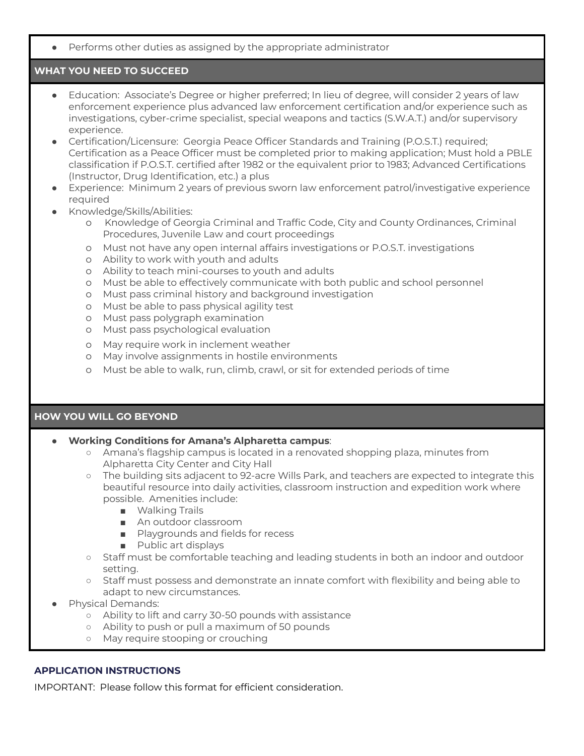- Performs other duties as assigned by the appropriate administrator

## WHAT YOU NEED TO SUCCEED

- Education: Associate's Degree or higher preferred; In lieu of degree, will consider 2 years of law enforcement experience plus advanced law enforcement certification and/or experience such as investigations, cyber-crime specialist, special weapons and tactics (S.W.A.T.) and/or supervisory experience.
- Certification/Licensure: Georgia Peace Officer Standards and Training (P.O.S.T.) required; Certification as a Peace Officer must be completed prior to making application; Must hold a PBLE classification if P.O.S.T. certified after 1982 or the equivalent prior to 1983; Advanced Certifications (Instructor, Drug Identification, etc.) a plus
- Experience: Minimum 2 years of previous sworn law enforcement patrol/investigative experience required
- Knowledge/Skills/Abilities:
  - Knowledge of Georgia Criminal and Traffic Code, City and County Ordinances, Criminal Procedures, Juvenile Law and court proceedings
  - Must not have any open internal affairs investigations or P.O.S.T. investigations
  - Ability to work with youth and adults
  - Ability to teach mini-courses to youth and adults
  - Must be able to effectively communicate with both public and school personnel
  - Must pass criminal history and background investigation
  - Must be able to pass physical agility test
  - Must pass polygraph examination
  - Must pass psychological evaluation
  - May require work in inclement weather
  - May involve assignments in hostile environments
  - Must be able to walk, run, climb, crawl, or sit for extended periods of time

## HOW YOU WILL GO BEYOND

- **Working Conditions for Amana's Alpharetta campus**:
  - Amana's flagship campus is located in a renovated shopping plaza, minutes from Alpharetta City Center and City Hall
  - The building sits adjacent to 92-acre Wills Park, and teachers are expected to integrate this beautiful resource into daily activities, classroom instruction and expedition work where possible. Amenities include:
    - Walking Trails
    - An outdoor classroom
    - Playgrounds and fields for recess
    - Public art displays
  - Staff must be comfortable teaching and leading students in both an indoor and outdoor setting.
  - Staff must possess and demonstrate an innate comfort with flexibility and being able to adapt to new circumstances.
- Physical Demands:
  - Ability to lift and carry 30-50 pounds with assistance
  - Ability to push or pull a maximum of 50 pounds
  - May require stooping or crouching

## APPLICATION INSTRUCTIONS

IMPORTANT: Please follow this format for efficient consideration.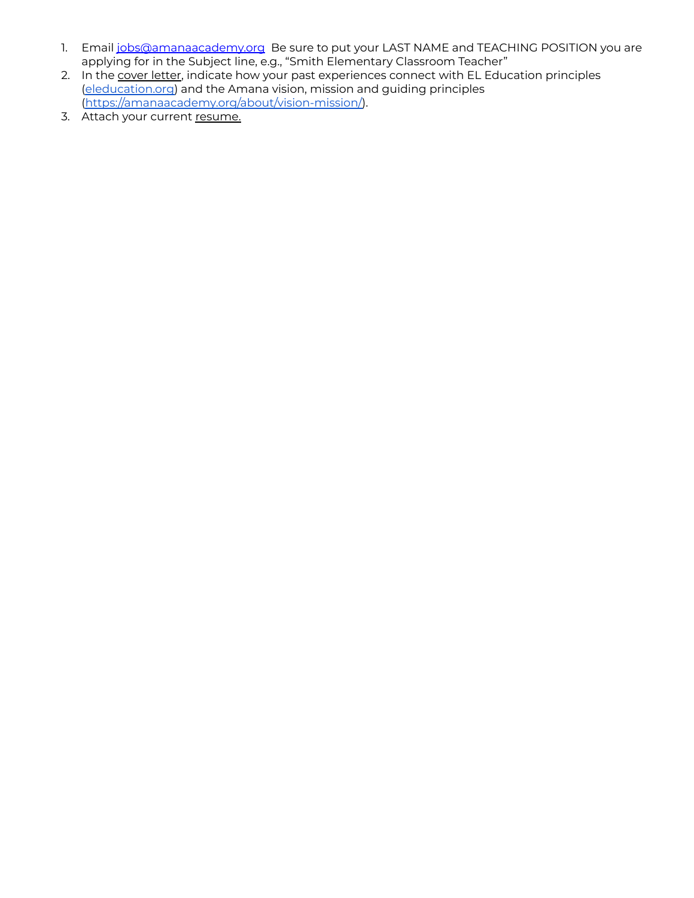1. Email jobs@amanaacademy.org Be sure to put your LAST NAME and TEACHING POSITION you are applying for in the Subject line, e.g., “Smith Elementary Classroom Teacher”
2. In the cover letter, indicate how your past experiences connect with EL Education principles (eleducation.org) and the Amana vision, mission and guiding principles (https://amanaacademy.org/about/vision-mission/).
3. Attach your current resume.